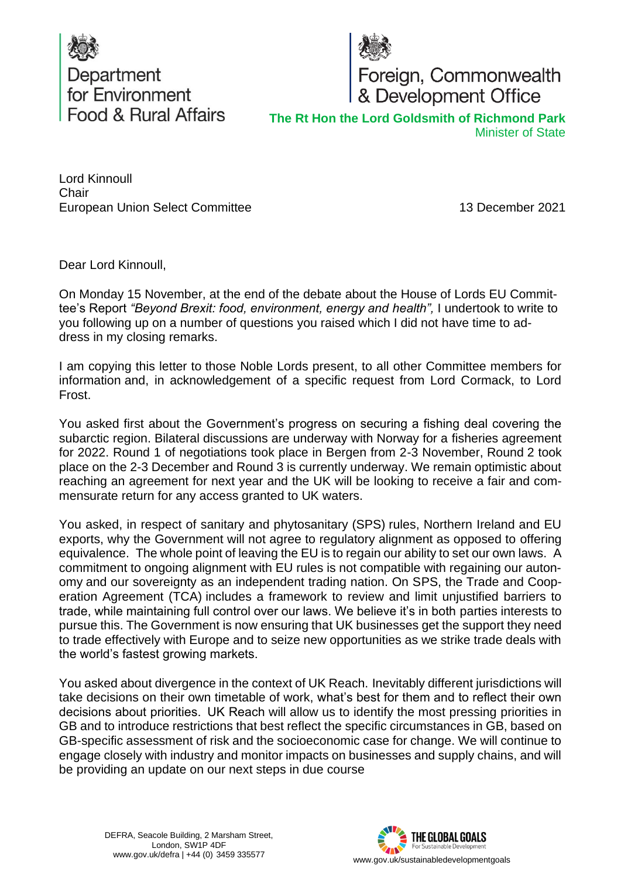Department for Environment Food & Rural Affairs

Foreign, Commonwealth & Development Office

**The Rt Hon the Lord Goldsmith of Richmond Park**
Minister of State

Lord Kinnoull
Chair
European Union Select Committee

13 December 2021

Dear Lord Kinnoull,

On Monday 15 November, at the end of the debate about the House of Lords EU Committee's Report *"Beyond Brexit: food, environment, energy and health",* I undertook to write to you following up on a number of questions you raised which I did not have time to address in my closing remarks.

I am copying this letter to those Noble Lords present, to all other Committee members for information and, in acknowledgement of a specific request from Lord Cormack, to Lord Frost.

You asked first about the Government's progress on securing a fishing deal covering the subarctic region. Bilateral discussions are underway with Norway for a fisheries agreement for 2022. Round 1 of negotiations took place in Bergen from 2-3 November, Round 2 took place on the 2-3 December and Round 3 is currently underway. We remain optimistic about reaching an agreement for next year and the UK will be looking to receive a fair and commensurate return for any access granted to UK waters.

You asked, in respect of sanitary and phytosanitary (SPS) rules, Northern Ireland and EU exports, why the Government will not agree to regulatory alignment as opposed to offering equivalence. The whole point of leaving the EU is to regain our ability to set our own laws. A commitment to ongoing alignment with EU rules is not compatible with regaining our autonomy and our sovereignty as an independent trading nation. On SPS, the Trade and Cooperation Agreement (TCA) includes a framework to review and limit unjustified barriers to trade, while maintaining full control over our laws. We believe it's in both parties interests to pursue this. The Government is now ensuring that UK businesses get the support they need to trade effectively with Europe and to seize new opportunities as we strike trade deals with the world's fastest growing markets.

You asked about divergence in the context of UK Reach. Inevitably different jurisdictions will take decisions on their own timetable of work, what's best for them and to reflect their own decisions about priorities. UK Reach will allow us to identify the most pressing priorities in GB and to introduce restrictions that best reflect the specific circumstances in GB, based on GB-specific assessment of risk and the socioeconomic case for change. We will continue to engage closely with industry and monitor impacts on businesses and supply chains, and will be providing an update on our next steps in due course

DEFRA, Seacole Building, 2 Marsham Street, London, SW1P 4DF
www.gov.uk/defra | +44 (0) 3459 335577

THE GLOBAL GOALS For Sustainable Development
www.gov.uk/sustainabledevelopmentgoals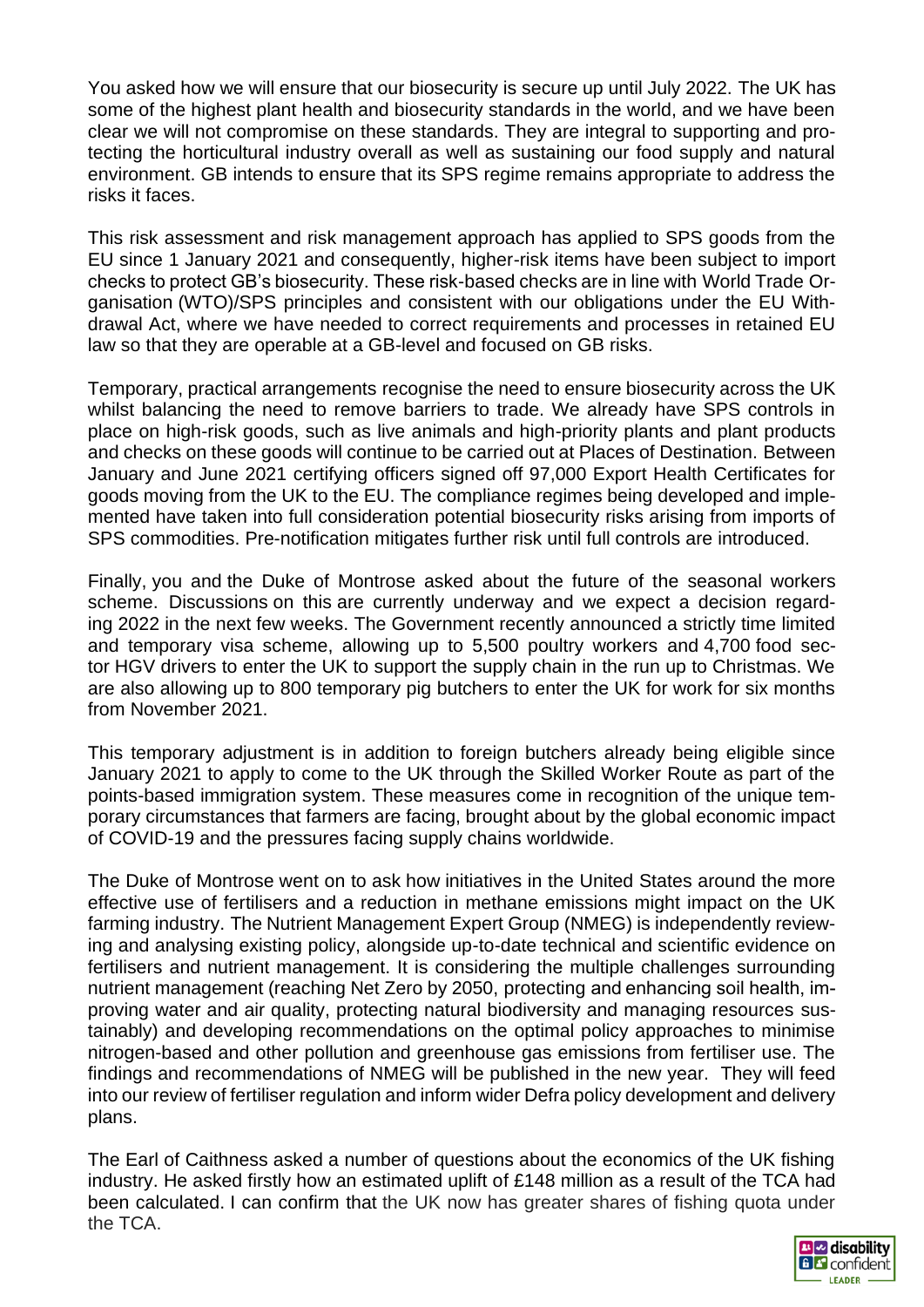You asked how we will ensure that our biosecurity is secure up until July 2022. The UK has some of the highest plant health and biosecurity standards in the world, and we have been clear we will not compromise on these standards. They are integral to supporting and protecting the horticultural industry overall as well as sustaining our food supply and natural environment. GB intends to ensure that its SPS regime remains appropriate to address the risks it faces.

This risk assessment and risk management approach has applied to SPS goods from the EU since 1 January 2021 and consequently, higher-risk items have been subject to import checks to protect GB's biosecurity. These risk-based checks are in line with World Trade Organisation (WTO)/SPS principles and consistent with our obligations under the EU Withdrawal Act, where we have needed to correct requirements and processes in retained EU law so that they are operable at a GB-level and focused on GB risks.

Temporary, practical arrangements recognise the need to ensure biosecurity across the UK whilst balancing the need to remove barriers to trade. We already have SPS controls in place on high-risk goods, such as live animals and high-priority plants and plant products and checks on these goods will continue to be carried out at Places of Destination. Between January and June 2021 certifying officers signed off 97,000 Export Health Certificates for goods moving from the UK to the EU. The compliance regimes being developed and implemented have taken into full consideration potential biosecurity risks arising from imports of SPS commodities. Pre-notification mitigates further risk until full controls are introduced.

Finally, you and the Duke of Montrose asked about the future of the seasonal workers scheme. Discussions on this are currently underway and we expect a decision regarding 2022 in the next few weeks. The Government recently announced a strictly time limited and temporary visa scheme, allowing up to 5,500 poultry workers and 4,700 food sector HGV drivers to enter the UK to support the supply chain in the run up to Christmas. We are also allowing up to 800 temporary pig butchers to enter the UK for work for six months from November 2021.

This temporary adjustment is in addition to foreign butchers already being eligible since January 2021 to apply to come to the UK through the Skilled Worker Route as part of the points-based immigration system. These measures come in recognition of the unique temporary circumstances that farmers are facing, brought about by the global economic impact of COVID-19 and the pressures facing supply chains worldwide.

The Duke of Montrose went on to ask how initiatives in the United States around the more effective use of fertilisers and a reduction in methane emissions might impact on the UK farming industry. The Nutrient Management Expert Group (NMEG) is independently reviewing and analysing existing policy, alongside up-to-date technical and scientific evidence on fertilisers and nutrient management. It is considering the multiple challenges surrounding nutrient management (reaching Net Zero by 2050, protecting and enhancing soil health, improving water and air quality, protecting natural biodiversity and managing resources sustainably) and developing recommendations on the optimal policy approaches to minimise nitrogen-based and other pollution and greenhouse gas emissions from fertiliser use. The findings and recommendations of NMEG will be published in the new year. They will feed into our review of fertiliser regulation and inform wider Defra policy development and delivery plans.

The Earl of Caithness asked a number of questions about the economics of the UK fishing industry. He asked firstly how an estimated uplift of £148 million as a result of the TCA had been calculated. I can confirm that the UK now has greater shares of fishing quota under the TCA.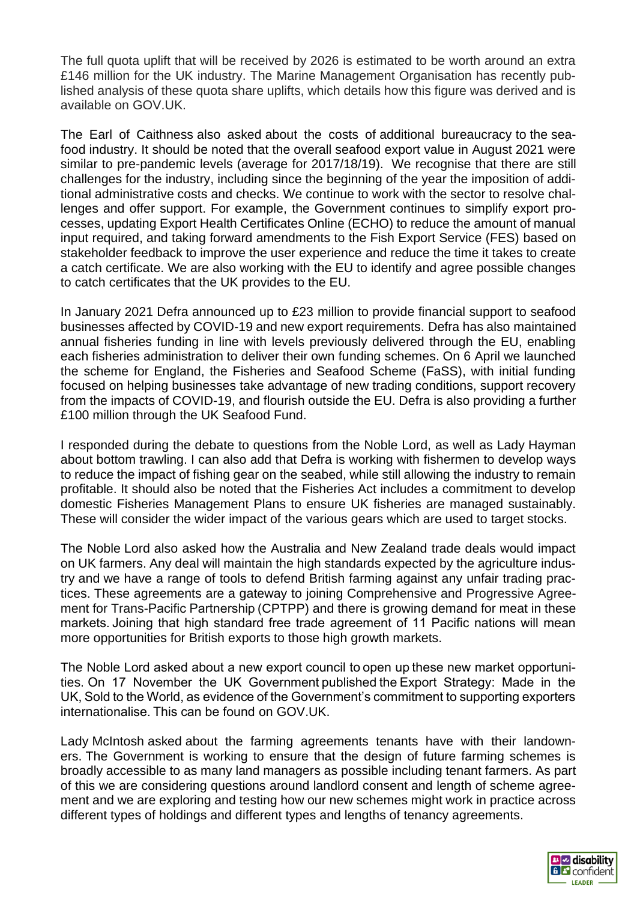The full quota uplift that will be received by 2026 is estimated to be worth around an extra £146 million for the UK industry. The Marine Management Organisation has recently published analysis of these quota share uplifts, which details how this figure was derived and is available on GOV.UK.

The Earl of Caithness also asked about the costs of additional bureaucracy to the seafood industry. It should be noted that the overall seafood export value in August 2021 were similar to pre-pandemic levels (average for 2017/18/19). We recognise that there are still challenges for the industry, including since the beginning of the year the imposition of additional administrative costs and checks. We continue to work with the sector to resolve challenges and offer support. For example, the Government continues to simplify export processes, updating Export Health Certificates Online (ECHO) to reduce the amount of manual input required, and taking forward amendments to the Fish Export Service (FES) based on stakeholder feedback to improve the user experience and reduce the time it takes to create a catch certificate. We are also working with the EU to identify and agree possible changes to catch certificates that the UK provides to the EU.

In January 2021 Defra announced up to £23 million to provide financial support to seafood businesses affected by COVID-19 and new export requirements. Defra has also maintained annual fisheries funding in line with levels previously delivered through the EU, enabling each fisheries administration to deliver their own funding schemes. On 6 April we launched the scheme for England, the Fisheries and Seafood Scheme (FaSS), with initial funding focused on helping businesses take advantage of new trading conditions, support recovery from the impacts of COVID-19, and flourish outside the EU. Defra is also providing a further £100 million through the UK Seafood Fund.

I responded during the debate to questions from the Noble Lord, as well as Lady Hayman about bottom trawling. I can also add that Defra is working with fishermen to develop ways to reduce the impact of fishing gear on the seabed, while still allowing the industry to remain profitable. It should also be noted that the Fisheries Act includes a commitment to develop domestic Fisheries Management Plans to ensure UK fisheries are managed sustainably. These will consider the wider impact of the various gears which are used to target stocks.

The Noble Lord also asked how the Australia and New Zealand trade deals would impact on UK farmers. Any deal will maintain the high standards expected by the agriculture industry and we have a range of tools to defend British farming against any unfair trading practices. These agreements are a gateway to joining Comprehensive and Progressive Agreement for Trans-Pacific Partnership (CPTPP) and there is growing demand for meat in these markets. Joining that high standard free trade agreement of 11 Pacific nations will mean more opportunities for British exports to those high growth markets.

The Noble Lord asked about a new export council to open up these new market opportunities. On 17 November the UK Government published the Export Strategy: Made in the UK, Sold to the World, as evidence of the Government's commitment to supporting exporters internationalise. This can be found on GOV.UK.

Lady McIntosh asked about the farming agreements tenants have with their landowners. The Government is working to ensure that the design of future farming schemes is broadly accessible to as many land managers as possible including tenant farmers. As part of this we are considering questions around landlord consent and length of scheme agreement and we are exploring and testing how our new schemes might work in practice across different types of holdings and different types and lengths of tenancy agreements.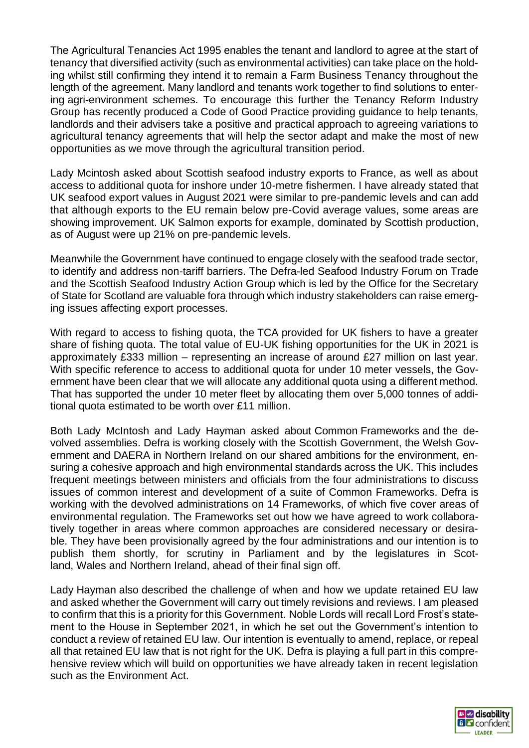The Agricultural Tenancies Act 1995 enables the tenant and landlord to agree at the start of tenancy that diversified activity (such as environmental activities) can take place on the holding whilst still confirming they intend it to remain a Farm Business Tenancy throughout the length of the agreement. Many landlord and tenants work together to find solutions to entering agri-environment schemes. To encourage this further the Tenancy Reform Industry Group has recently produced a Code of Good Practice providing guidance to help tenants, landlords and their advisers take a positive and practical approach to agreeing variations to agricultural tenancy agreements that will help the sector adapt and make the most of new opportunities as we move through the agricultural transition period.

Lady Mcintosh asked about Scottish seafood industry exports to France, as well as about access to additional quota for inshore under 10-metre fishermen. I have already stated that UK seafood export values in August 2021 were similar to pre-pandemic levels and can add that although exports to the EU remain below pre-Covid average values, some areas are showing improvement. UK Salmon exports for example, dominated by Scottish production, as of August were up 21% on pre-pandemic levels.

Meanwhile the Government have continued to engage closely with the seafood trade sector, to identify and address non-tariff barriers. The Defra-led Seafood Industry Forum on Trade and the Scottish Seafood Industry Action Group which is led by the Office for the Secretary of State for Scotland are valuable fora through which industry stakeholders can raise emerging issues affecting export processes.

With regard to access to fishing quota, the TCA provided for UK fishers to have a greater share of fishing quota. The total value of EU-UK fishing opportunities for the UK in 2021 is approximately £333 million – representing an increase of around £27 million on last year. With specific reference to access to additional quota for under 10 meter vessels, the Government have been clear that we will allocate any additional quota using a different method. That has supported the under 10 meter fleet by allocating them over 5,000 tonnes of additional quota estimated to be worth over £11 million.

Both Lady McIntosh and Lady Hayman asked about Common Frameworks and the devolved assemblies. Defra is working closely with the Scottish Government, the Welsh Government and DAERA in Northern Ireland on our shared ambitions for the environment, ensuring a cohesive approach and high environmental standards across the UK. This includes frequent meetings between ministers and officials from the four administrations to discuss issues of common interest and development of a suite of Common Frameworks. Defra is working with the devolved administrations on 14 Frameworks, of which five cover areas of environmental regulation. The Frameworks set out how we have agreed to work collaboratively together in areas where common approaches are considered necessary or desirable. They have been provisionally agreed by the four administrations and our intention is to publish them shortly, for scrutiny in Parliament and by the legislatures in Scotland, Wales and Northern Ireland, ahead of their final sign off.

Lady Hayman also described the challenge of when and how we update retained EU law and asked whether the Government will carry out timely revisions and reviews. I am pleased to confirm that this is a priority for this Government. Noble Lords will recall Lord Frost's statement to the House in September 2021, in which he set out the Government's intention to conduct a review of retained EU law. Our intention is eventually to amend, replace, or repeal all that retained EU law that is not right for the UK. Defra is playing a full part in this comprehensive review which will build on opportunities we have already taken in recent legislation such as the Environment Act.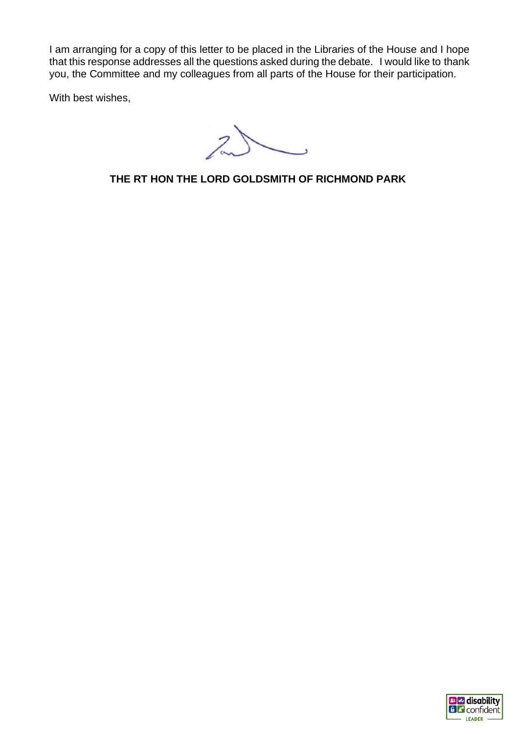I am arranging for a copy of this letter to be placed in the Libraries of the House and I hope that this response addresses all the questions asked during the debate. I would like to thank you, the Committee and my colleagues from all parts of the House for their participation.

With best wishes,

**THE RT HON THE LORD GOLDSMITH OF RICHMOND PARK**